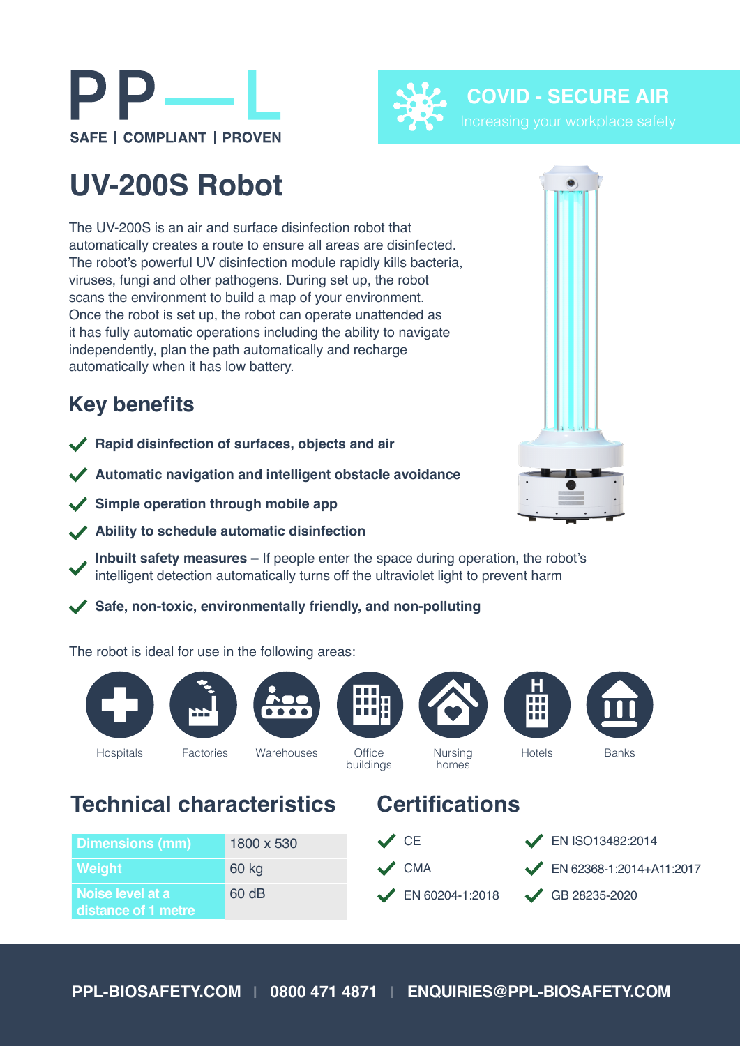PPL

SAFE | COMPLIANT | PROVEN

**COVID - SECURE AIR**

Increasing your workplace safety

# UV-200S Robot

The UV-200S is an air and surface disinfection robot that automatically creates a route to ensure all areas are disinfected. The robot's powerful UV disinfection module rapidly kills bacteria, viruses, fungi and other pathogens. During set up, the robot scans the environment to build a map of your environment. Once the robot is set up, the robot can operate unattended as it has fully automatic operations including the ability to navigate independently, plan the path automatically and recharge automatically when it has low battery.

## Key benefits

- **Rapid disinfection of surfaces, objects and air**
- **Automatic navigation and intelligent obstacle avoidance**
- **Simple operation through mobile app**
- **Ability to schedule automatic disinfection**
- **Inbuilt safety measures –** If people enter the space during operation, the robot's intelligent detection automatically turns off the ultraviolet light to prevent harm
- **Safe, non-toxic, environmentally friendly, and non-polluting**

The robot is ideal for use in the following areas:

- Hospitals
- Factories
- Warehouses
- Office buildings
- Nursing homes
- Hotels
- Banks

## Technical characteristics

| | |
|---|---|
| Dimensions (mm) | 1800 x 530 |
| Weight | 60 kg |
| Noise level at a distance of 1 metre | 60 dB |

## Certifications

- CE
- CMA
- EN 60204-1:2018
- EN ISO13482:2014
- EN 62368-1:2014+A11:2017
- GB 28235-2020

PPL-BIOSAFETY.COM | 0800 471 4871 | ENQUIRIES@PPL-BIOSAFETY.COM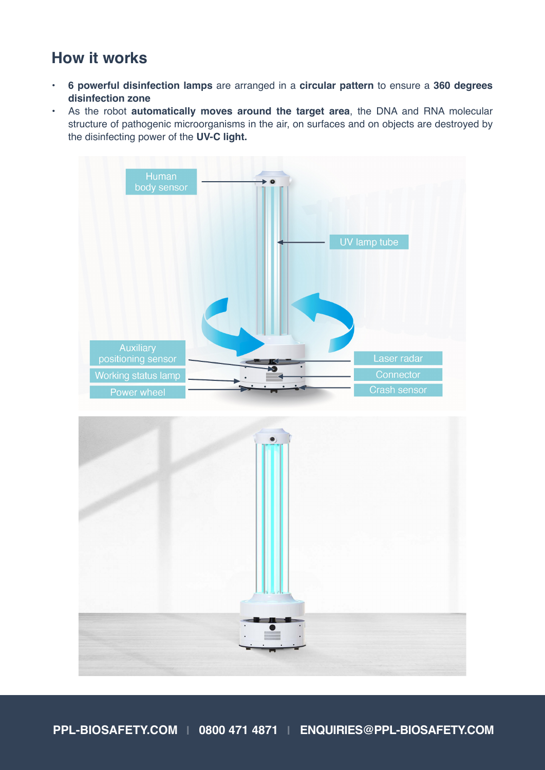## How it works

- **6 powerful disinfection lamps** are arranged in a **circular pattern** to ensure a **360 degrees disinfection zone**
- As the robot **automatically moves around the target area**, the DNA and RNA molecular structure of pathogenic microorganisms in the air, on surfaces and on objects are destroyed by the disinfecting power of the **UV-C light.**

Human body sensor

UV lamp tube

Auxiliary positioning sensor

Working status lamp

Power wheel

Laser radar

Connector

Crash sensor

**PPL-BIOSAFETY.COM | 0800 471 4871 | ENQUIRIES@PPL-BIOSAFETY.COM**